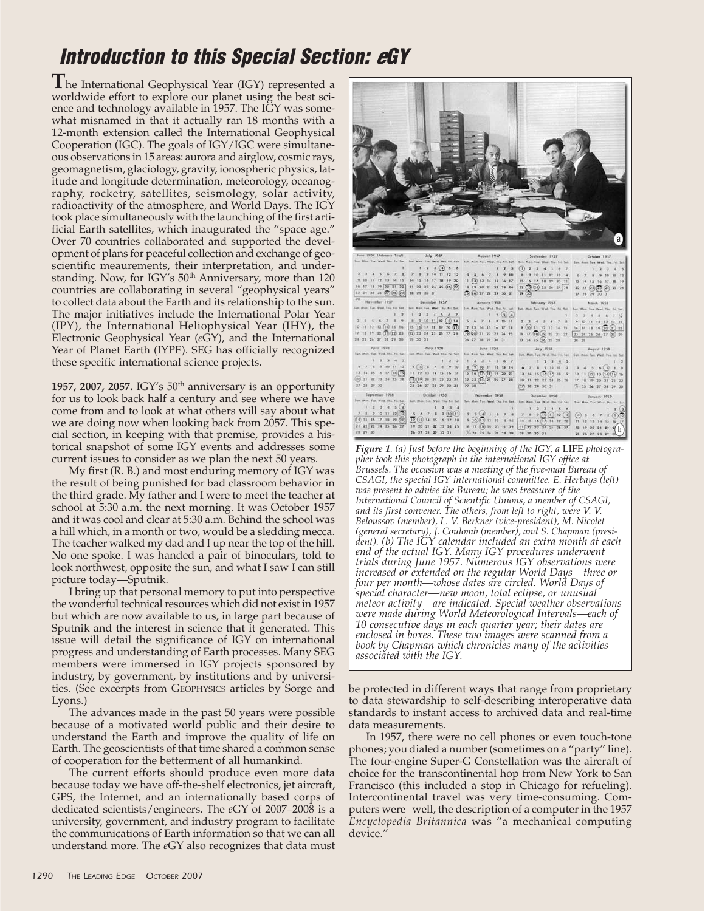# Introduction to this Special Section: *e*GY

The International Geophysical Year (IGY) represented a worldwide effort to explore our planet using the best science and technology available in 1957. The IGY was somewhat misnamed in that it actually ran 18 months with a 12-month extension called the International Geophysical Cooperation (IGC). The goals of IGY/IGC were simultaneous observations in 15 areas: aurora and airglow, cosmic rays, geomagnetism, glaciology, gravity, ionospheric physics, latitude and longitude determination, meteorology, oceanography, rocketry, satellites, seismology, solar activity, radioactivity of the atmosphere, and World Days. The IGY took place simultaneously with the launching of the first artificial Earth satellites, which inaugurated the "space age." Over 70 countries collaborated and supported the development of plans for peaceful collection and exchange of geoscientific meaurements, their interpretation, and understanding. Now, for IGY's 50th Anniversary, more than 120 countries are collaborating in several "geophysical years" to collect data about the Earth and its relationship to the sun. The major initiatives include the International Polar Year (IPY), the International Heliophysical Year (IHY), the Electronic Geophysical Year (*e*GY), and the International Year of Planet Earth (IYPE). SEG has officially recognized these specific international science projects.

**1957, 2007, 2057.** IGY's 50th anniversary is an opportunity for us to look back half a century and see where we have come from and to look at what others will say about what we are doing now when looking back from 2057. This special section, in keeping with that premise, provides a historical snapshot of some IGY events and addresses some current issues to consider as we plan the next 50 years.

My first (R. B.) and most enduring memory of IGY was the result of being punished for bad classroom behavior in the third grade. My father and I were to meet the teacher at school at 5:30 a.m. the next morning. It was October 1957 and it was cool and clear at 5:30 a.m. Behind the school was a hill which, in a month or two, would be a sledding mecca. The teacher walked my dad and I up near the top of the hill. No one spoke. I was handed a pair of binoculars, told to look northwest, opposite the sun, and what I saw I can still picture today—Sputnik.

I bring up that personal memory to put into perspective the wonderful technical resources which did not exist in 1957 but which are now available to us, in large part because of Sputnik and the interest in science that it generated. This issue will detail the significance of IGY on international progress and understanding of Earth processes. Many SEG members were immersed in IGY projects sponsored by industry, by government, by institutions and by universities. (See excerpts from GEOPHYSICS articles by Sorge and Lyons.)

The advances made in the past 50 years were possible because of a motivated world public and their desire to understand the Earth and improve the quality of life on Earth. The geoscientists of that time shared a common sense of cooperation for the betterment of all humankind.

The current efforts should produce even more data because today we have off-the-shelf electronics, jet aircraft, GPS, the Internet, and an internationally based corps of dedicated scientists/engineers. The *e*GY of 2007–2008 is a university, government, and industry program to facilitate the communications of Earth information so that we can all understand more. The *e*GY also recognizes that data must be protected in different ways that range from proprietary to data stewardship to self-describing interoperative data standards to instant access to archived data and real-time data measurements.

*Figure 1. (a) Just before the beginning of the IGY, a* LIFE *photographer took this photograph in the international IGY office at Brussels. The occasion was a meeting of the five-man Bureau of CSAGI, the special IGY international committee. E. Herbays (left) was present to advise the Bureau; he was treasurer of the International Council of Scientific Unions, a member of CSAGI, and its first convener. The others, from left to right, were V. V. Beloussov (member), L. V. Berkner (vice-president), M. Nicolet (general secretary), J. Coulomb (member), and S. Chapman (president). (b) The IGY calendar included an extra month at each end of the actual IGY. Many IGY procedures underwent trials during June 1957. Numerous IGY observations were increased or extended on the regular World Days—three or four per month—whose dates are circled. World Days of special character—new moon, total eclipse, or unusual meteor activity—are indicated. Special weather observations were made during World Meteorological Intervals—each of 10 consecutive days in each quarter year; their dates are enclosed in boxes. These two images were scanned from a book by Chapman which chronicles many of the activities associated with the IGY.*

In 1957, there were no cell phones or even touch-tone phones; you dialed a number (sometimes on a "party" line). The four-engine Super-G Constellation was the aircraft of choice for the transcontinental hop from New York to San Francisco (this included a stop in Chicago for refueling). Intercontinental travel was very time-consuming. Computers were well, the description of a computer in the 1957 *Encyclopedia Britannica* was "a mechanical computing device."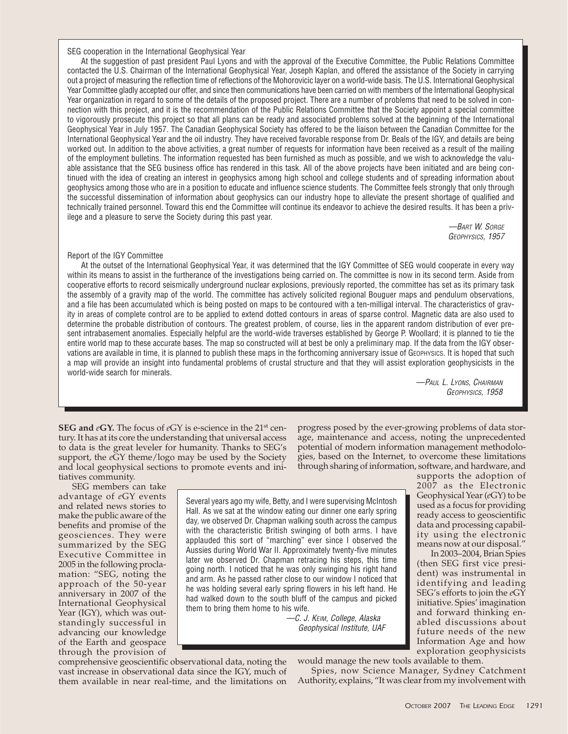SEG cooperation in the International Geophysical Year

At the suggestion of past president Paul Lyons and with the approval of the Executive Committee, the Public Relations Committee contacted the U.S. Chairman of the International Geophysical Year, Joseph Kaplan, and offered the assistance of the Society in carrying out a project of measuring the reflection time of reflections of the Mohorovicic layer on a world-wide basis. The U.S. International Geophysical Year Committee gladly accepted our offer, and since then communications have been carried on with members of the International Geophysical Year organization in regard to some of the details of the proposed project. There are a number of problems that need to be solved in connection with this project, and it is the recommendation of the Public Relations Committee that the Society appoint a special committee to vigorously prosecute this project so that all plans can be ready and associated problems solved at the beginning of the International Geophysical Year in July 1957. The Canadian Geophysical Society has offered to be the liaison between the Canadian Committee for the International Geophysical Year and the oil industry. They have received favorable response from Dr. Beals of the IGY, and details are being worked out. In addition to the above activities, a great number of requests for information have been received as a result of the mailing of the employment bulletins. The information requested has been furnished as much as possible, and we wish to acknowledge the valuable assistance that the SEG business office has rendered in this task. All of the above projects have been initiated and are being continued with the idea of creating an interest in geophysics among high school and college students and of spreading information about geophysics among those who are in a position to educate and influence science students. The Committee feels strongly that only through the successful dissemination of information about geophysics can our industry hope to alleviate the present shortage of qualified and technically trained personnel. Toward this end the Committee will continue its endeavor to achieve the desired results. It has been a privilege and a pleasure to serve the Society during this past year.

—*Bart W. Sorge*
*Geophysics, 1957*

Report of the IGY Committee

At the outset of the International Geophysical Year, it was determined that the IGY Committee of SEG would cooperate in every way within its means to assist in the furtherance of the investigations being carried on. The committee is now in its second term. Aside from cooperative efforts to record seismically underground nuclear explosions, previously reported, the committee has set as its primary task the assembly of a gravity map of the world. The committee has actively solicited regional Bouguer maps and pendulum observations, and a file has been accumulated which is being posted on maps to be contoured with a ten-milligal interval. The characteristics of gravity in areas of complete control are to be applied to extend dotted contours in areas of sparse control. Magnetic data are also used to determine the probable distribution of contours. The greatest problem, of course, lies in the apparent random distribution of ever present intrabasement anomalies. Especially helpful are the world-wide traverses established by George P. Woollard; it is planned to tie the entire world map to these accurate bases. The map so constructed will at best be only a preliminary map. If the data from the IGY observations are available in time, it is planned to publish these maps in the forthcoming anniversary issue of Geophysics. It is hoped that such a map will provide an insight into fundamental problems of crustal structure and that they will assist exploration geophysicists in the world-wide search for minerals.

—*Paul L. Lyons, Chairman*
*Geophysics, 1958*

**SEG and *e*GY.** The focus of *e*GY is e-science in the 21st century. It has at its core the understanding that universal access to data is the great leveler for humanity. Thanks to SEG's support, the *e*GY theme/logo may be used by the Society and local geophysical sections to promote events and initiatives community.

SEG members can take advantage of *e*GY events and related news stories to make the public aware of the benefits and promise of the geosciences. They were summarized by the SEG Executive Committee in 2005 in the following proclamation: "SEG, noting the approach of the 50-year anniversary in 2007 of the International Geophysical Year (IGY), which was outstandingly successful in advancing our knowledge of the Earth and geospace through the provision of comprehensive geoscientific observational data, noting the vast increase in observational data since the IGY, much of them available in near real-time, and the limitations on progress posed by the ever-growing problems of data storage, maintenance and access, noting the unprecedented potential of modern information management methodologies, based on the Internet, to overcome these limitations through sharing of information, software, and hardware, and supports the adoption of 2007 as the Electronic Geophysical Year (*e*GY) to be used as a focus for providing ready access to geoscientific data and processing capability using the electronic means now at our disposal."

In 2003–2004, Brian Spies (then SEG first vice president) was instrumental in identifying and leading SEG's efforts to join the *e*GY initiative. Spies' imagination and forward thinking enabled discussions about future needs of the new Information Age and how exploration geophysicists would manage the new tools available to them.

Spies, now Science Manager, Sydney Catchment Authority, explains, "It was clear from my involvement with

Several years ago my wife, Betty, and I were supervising McIntosh Hall. As we sat at the window eating our dinner one early spring day, we observed Dr. Chapman walking south across the campus with the characteristic British swinging of both arms. I have applauded this sort of "marching" ever since I observed the Aussies during World War II. Approximately twenty-five minutes later we observed Dr. Chapman retracing his steps, this time going north. I noticed that he was only swinging his right hand and arm. As he passed rather close to our window I noticed that he was holding several early spring flowers in his left hand. He had walked down to the south bluff of the campus and picked them to bring them home to his wife.

—*C. J. Keim, College, Alaska*
*Geophysical Institute, UAF*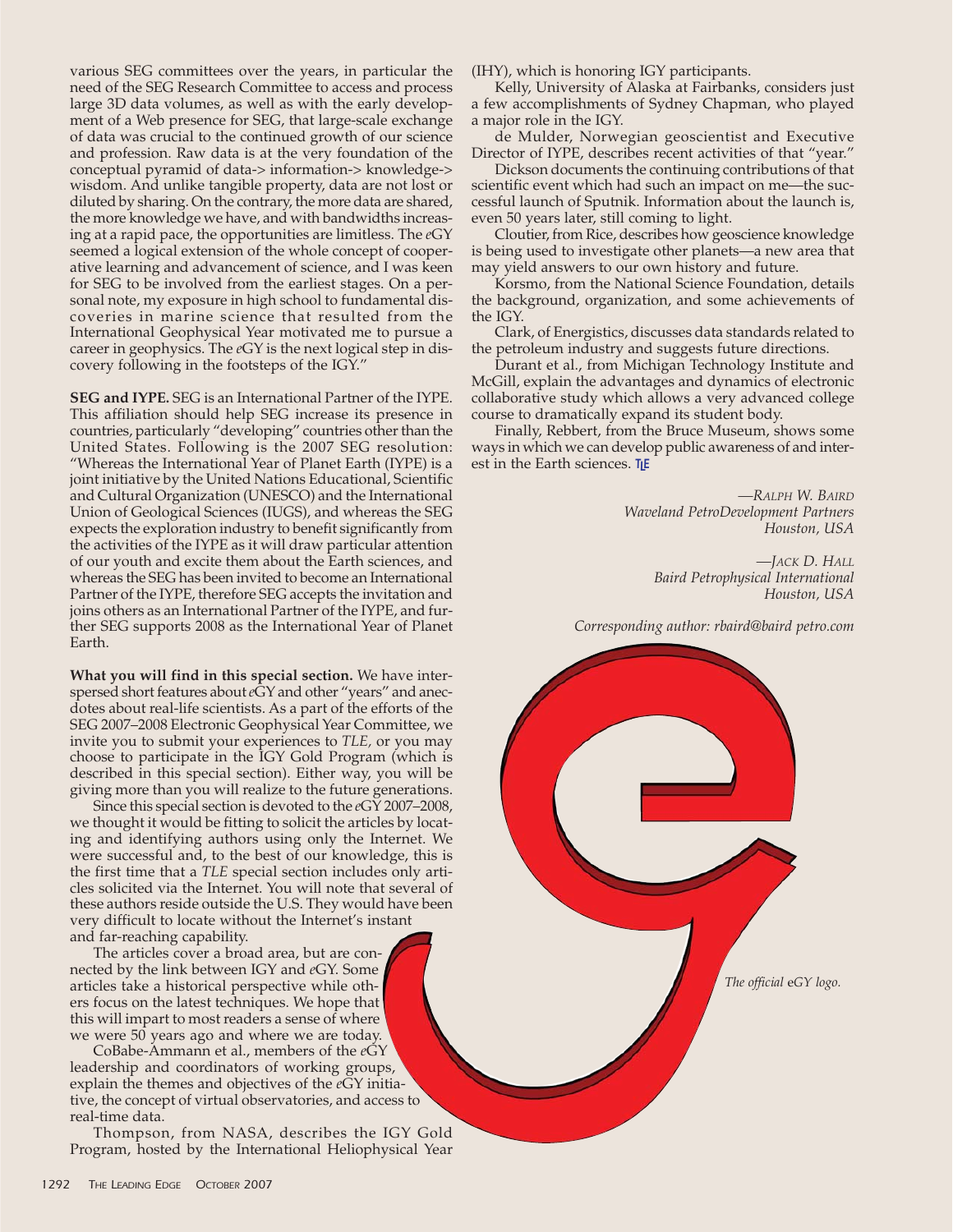various SEG committees over the years, in particular the need of the SEG Research Committee to access and process large 3D data volumes, as well as with the early development of a Web presence for SEG, that large-scale exchange of data was crucial to the continued growth of our science and profession. Raw data is at the very foundation of the conceptual pyramid of data-> information-> knowledge-> wisdom. And unlike tangible property, data are not lost or diluted by sharing. On the contrary, the more data are shared, the more knowledge we have, and with bandwidths increasing at a rapid pace, the opportunities are limitless. The *e*GY seemed a logical extension of the whole concept of cooperative learning and advancement of science, and I was keen for SEG to be involved from the earliest stages. On a personal note, my exposure in high school to fundamental discoveries in marine science that resulted from the International Geophysical Year motivated me to pursue a career in geophysics. The *e*GY is the next logical step in discovery following in the footsteps of the IGY."

**SEG and IYPE.** SEG is an International Partner of the IYPE. This affiliation should help SEG increase its presence in countries, particularly "developing" countries other than the United States. Following is the 2007 SEG resolution: "Whereas the International Year of Planet Earth (IYPE) is a joint initiative by the United Nations Educational, Scientific and Cultural Organization (UNESCO) and the International Union of Geological Sciences (IUGS), and whereas the SEG expects the exploration industry to benefit significantly from the activities of the IYPE as it will draw particular attention of our youth and excite them about the Earth sciences, and whereas the SEG has been invited to become an International Partner of the IYPE, therefore SEG accepts the invitation and joins others as an International Partner of the IYPE, and further SEG supports 2008 as the International Year of Planet Earth.

**What you will find in this special section.** We have interspersed short features about *e*GY and other "years" and anecdotes about real-life scientists. As a part of the efforts of the SEG 2007–2008 Electronic Geophysical Year Committee, we invite you to submit your experiences to *TLE,* or you may choose to participate in the IGY Gold Program (which is described in this special section). Either way, you will be giving more than you will realize to the future generations.

Since this special section is devoted to the *e*GY 2007–2008, we thought it would be fitting to solicit the articles by locating and identifying authors using only the Internet. We were successful and, to the best of our knowledge, this is the first time that a *TLE* special section includes only articles solicited via the Internet. You will note that several of these authors reside outside the U.S. They would have been very difficult to locate without the Internet's instant and far-reaching capability.

The articles cover a broad area, but are connected by the link between IGY and *e*GY. Some articles take a historical perspective while others focus on the latest techniques. We hope that this will impart to most readers a sense of where we were 50 years ago and where we are today.

CoBabe-Ammann et al., members of the *e*GY leadership and coordinators of working groups, explain the themes and objectives of the *e*GY initiative, the concept of virtual observatories, and access to real-time data.

Thompson, from NASA, describes the IGY Gold Program, hosted by the International Heliophysical Year (IHY), which is honoring IGY participants.

Kelly, University of Alaska at Fairbanks, considers just a few accomplishments of Sydney Chapman, who played a major role in the IGY.

de Mulder, Norwegian geoscientist and Executive Director of IYPE, describes recent activities of that "year."

Dickson documents the continuing contributions of that scientific event which had such an impact on me—the successful launch of Sputnik. Information about the launch is, even 50 years later, still coming to light.

Cloutier, from Rice, describes how geoscience knowledge is being used to investigate other planets—a new area that may yield answers to our own history and future.

Korsmo, from the National Science Foundation, details the background, organization, and some achievements of the IGY.

Clark, of Energistics, discusses data standards related to the petroleum industry and suggests future directions.

Durant et al., from Michigan Technology Institute and McGill, explain the advantages and dynamics of electronic collaborative study which allows a very advanced college course to dramatically expand its student body.

Finally, Rebbert, from the Bruce Museum, shows some ways in which we can develop public awareness of and interest in the Earth sciences. TLE

—Ralph W. Baird
*Waveland PetroDevelopment Partners*
*Houston, USA*

—Jack D. Hall
*Baird Petrophysical International*
*Houston, USA*

*Corresponding author: rbaird@baird petro.com*

*The official eGY logo.*